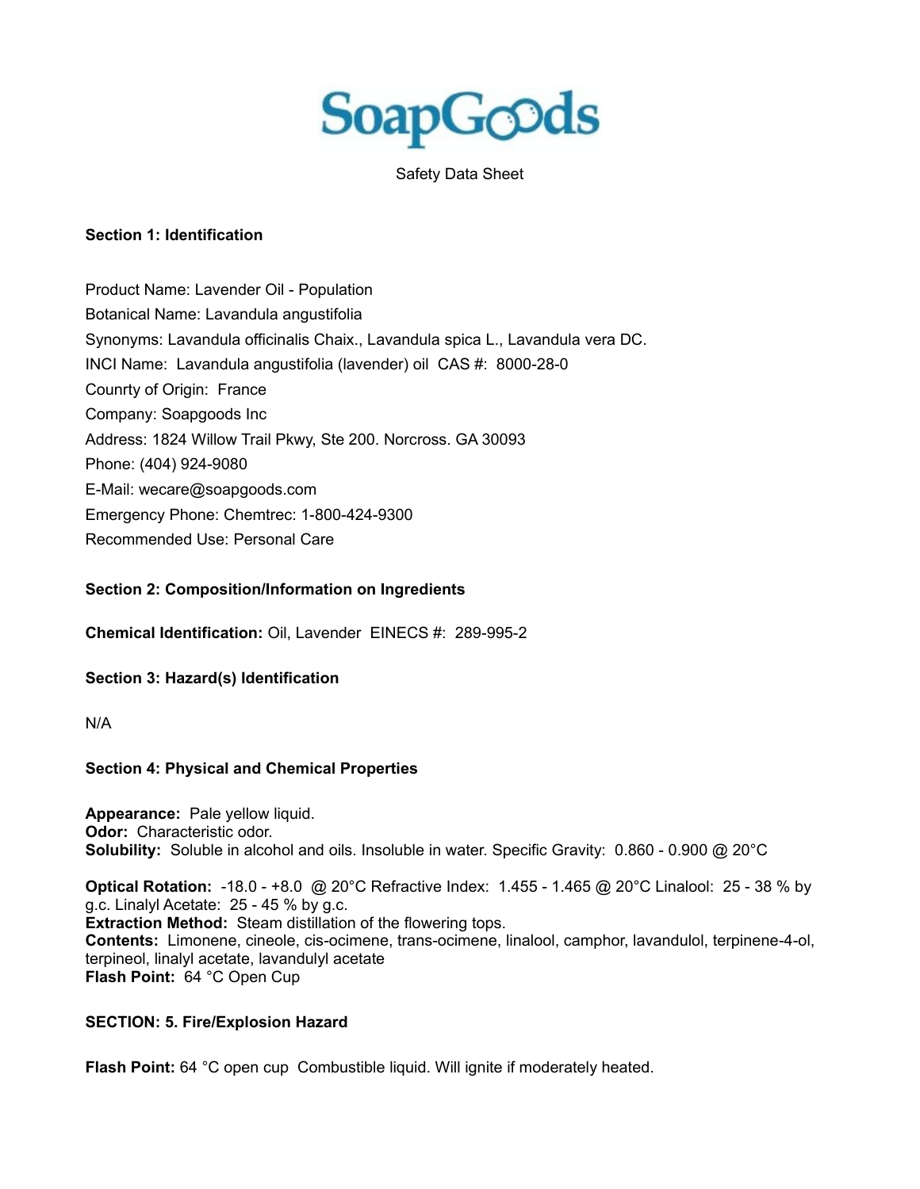# SoapGoods

Safety Data Sheet

**Section 1: Identification**

Product Name: Lavender Oil - Population
Botanical Name: Lavandula angustifolia
Synonyms: Lavandula officinalis Chaix., Lavandula spica L., Lavandula vera DC.
INCI Name: Lavandula angustifolia (lavender) oil CAS #: 8000-28-0
Counrty of Origin: France
Company: Soapgoods Inc
Address: 1824 Willow Trail Pkwy, Ste 200. Norcross. GA 30093
Phone: (404) 924-9080
E-Mail: wecare@soapgoods.com
Emergency Phone: Chemtrec: 1-800-424-9300
Recommended Use: Personal Care

**Section 2: Composition/Information on Ingredients**

**Chemical Identification:** Oil, Lavender EINECS #: 289-995-2

**Section 3: Hazard(s) Identification**

N/A

**Section 4: Physical and Chemical Properties**

**Appearance:** Pale yellow liquid.
**Odor:** Characteristic odor.
**Solubility:** Soluble in alcohol and oils. Insoluble in water. Specific Gravity: 0.860 - 0.900 @ 20°C

**Optical Rotation:** -18.0 - +8.0 @ 20°C Refractive Index: 1.455 - 1.465 @ 20°C Linalool: 25 - 38 % by g.c. Linalyl Acetate: 25 - 45 % by g.c.
**Extraction Method:** Steam distillation of the flowering tops.
**Contents:** Limonene, cineole, cis-ocimene, trans-ocimene, linalool, camphor, lavandulol, terpinene-4-ol, terpineol, linalyl acetate, lavandulyl acetate
**Flash Point:** 64 °C Open Cup

**SECTION: 5. Fire/Explosion Hazard**

**Flash Point:** 64 °C open cup Combustible liquid. Will ignite if moderately heated.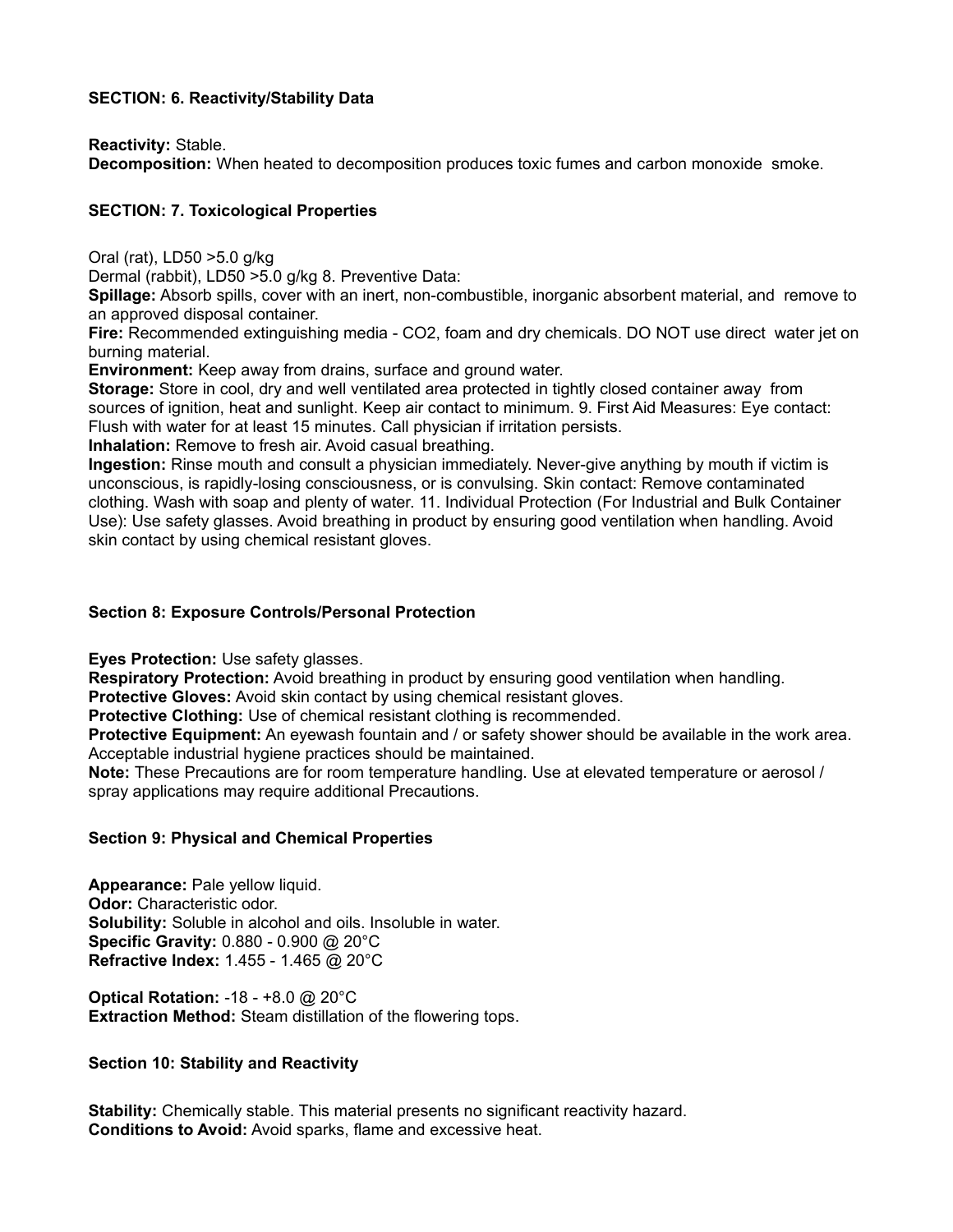### SECTION: 6. Reactivity/Stability Data

**Reactivity:** Stable.
**Decomposition:** When heated to decomposition produces toxic fumes and carbon monoxide smoke.

### SECTION: 7. Toxicological Properties

Oral (rat), LD50 >5.0 g/kg
Dermal (rabbit), LD50 >5.0 g/kg 8. Preventive Data:
**Spillage:** Absorb spills, cover with an inert, non-combustible, inorganic absorbent material, and remove to an approved disposal container.
**Fire:** Recommended extinguishing media - $CO_2$, foam and dry chemicals. DO NOT use direct water jet on burning material.
**Environment:** Keep away from drains, surface and ground water.
**Storage:** Store in cool, dry and well ventilated area protected in tightly closed container away from sources of ignition, heat and sunlight. Keep air contact to minimum. 9. First Aid Measures: Eye contact: Flush with water for at least 15 minutes. Call physician if irritation persists.
**Inhalation:** Remove to fresh air. Avoid casual breathing.
**Ingestion:** Rinse mouth and consult a physician immediately. Never-give anything by mouth if victim is unconscious, is rapidly-losing consciousness, or is convulsing. Skin contact: Remove contaminated clothing. Wash with soap and plenty of water. 11. Individual Protection (For Industrial and Bulk Container Use): Use safety glasses. Avoid breathing in product by ensuring good ventilation when handling. Avoid skin contact by using chemical resistant gloves.

### Section 8: Exposure Controls/Personal Protection

**Eyes Protection:** Use safety glasses.
**Respiratory Protection:** Avoid breathing in product by ensuring good ventilation when handling.
**Protective Gloves:** Avoid skin contact by using chemical resistant gloves.
**Protective Clothing:** Use of chemical resistant clothing is recommended.
**Protective Equipment:** An eyewash fountain and / or safety shower should be available in the work area. Acceptable industrial hygiene practices should be maintained.
**Note:** These Precautions are for room temperature handling. Use at elevated temperature or aerosol / spray applications may require additional Precautions.

### Section 9: Physical and Chemical Properties

**Appearance:** Pale yellow liquid.
**Odor:** Characteristic odor.
**Solubility:** Soluble in alcohol and oils. Insoluble in water.
**Specific Gravity:** 0.880 - 0.900 @ 20°C
**Refractive Index:** 1.455 - 1.465 @ 20°C

**Optical Rotation:** -18 - +8.0 @ 20°C
**Extraction Method:** Steam distillation of the flowering tops.

### Section 10: Stability and Reactivity

**Stability:** Chemically stable. This material presents no significant reactivity hazard.
**Conditions to Avoid:** Avoid sparks, flame and excessive heat.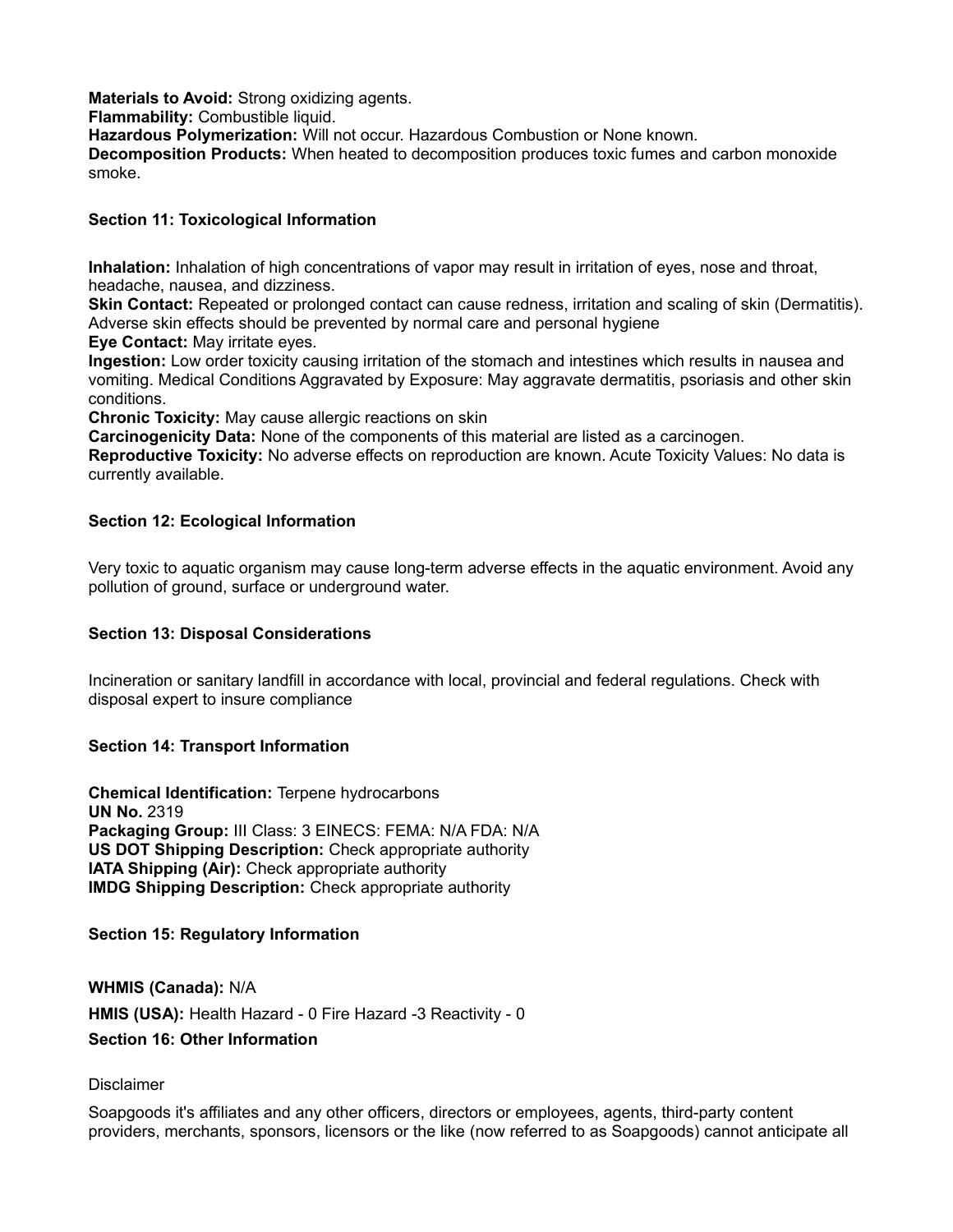**Materials to Avoid:** Strong oxidizing agents.
**Flammability:** Combustible liquid.
**Hazardous Polymerization:** Will not occur. Hazardous Combustion or None known.
**Decomposition Products:** When heated to decomposition produces toxic fumes and carbon monoxide smoke.

### Section 11: Toxicological Information

**Inhalation:** Inhalation of high concentrations of vapor may result in irritation of eyes, nose and throat, headache, nausea, and dizziness.
**Skin Contact:** Repeated or prolonged contact can cause redness, irritation and scaling of skin (Dermatitis). Adverse skin effects should be prevented by normal care and personal hygiene
**Eye Contact:** May irritate eyes.
**Ingestion:** Low order toxicity causing irritation of the stomach and intestines which results in nausea and vomiting. Medical Conditions Aggravated by Exposure: May aggravate dermatitis, psoriasis and other skin conditions.
**Chronic Toxicity:** May cause allergic reactions on skin
**Carcinogenicity Data:** None of the components of this material are listed as a carcinogen.
**Reproductive Toxicity:** No adverse effects on reproduction are known. Acute Toxicity Values: No data is currently available.

### Section 12: Ecological Information

Very toxic to aquatic organism may cause long-term adverse effects in the aquatic environment. Avoid any pollution of ground, surface or underground water.

### Section 13: Disposal Considerations

Incineration or sanitary landfill in accordance with local, provincial and federal regulations. Check with disposal expert to insure compliance

### Section 14: Transport Information

**Chemical Identification:** Terpene hydrocarbons
**UN No.** 2319
**Packaging Group:** III Class: 3 EINECS: FEMA: N/A FDA: N/A
**US DOT Shipping Description:** Check appropriate authority
**IATA Shipping (Air):** Check appropriate authority
**IMDG Shipping Description:** Check appropriate authority

### Section 15: Regulatory Information

**WHMIS (Canada):** N/A

**HMIS (USA):** Health Hazard - 0 Fire Hazard -3 Reactivity - 0

### Section 16: Other Information

Disclaimer

Soapgoods it's affiliates and any other officers, directors or employees, agents, third-party content providers, merchants, sponsors, licensors or the like (now referred to as Soapgoods) cannot anticipate all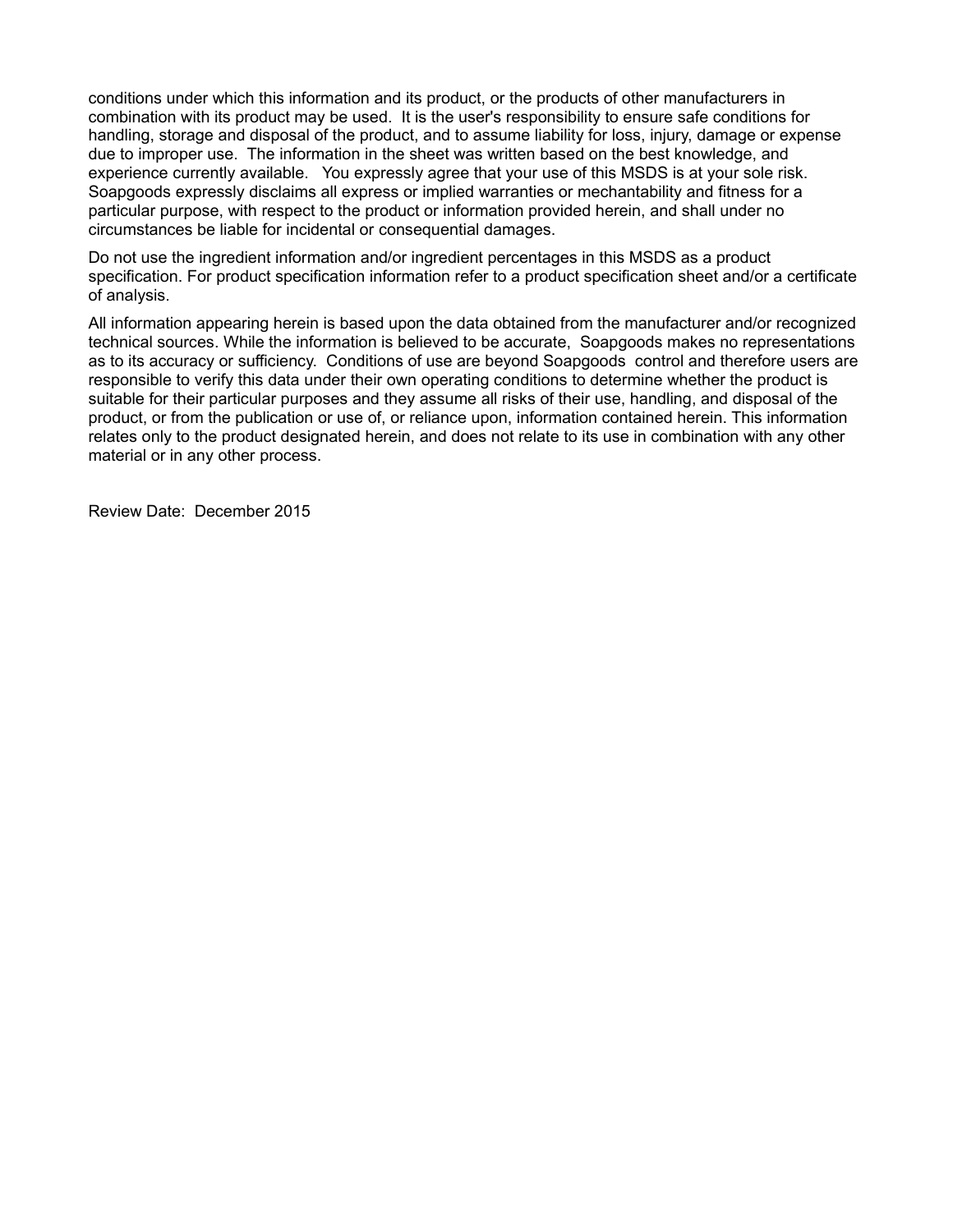conditions under which this information and its product, or the products of other manufacturers in combination with its product may be used. It is the user's responsibility to ensure safe conditions for handling, storage and disposal of the product, and to assume liability for loss, injury, damage or expense due to improper use. The information in the sheet was written based on the best knowledge, and experience currently available. You expressly agree that your use of this MSDS is at your sole risk. Soapgoods expressly disclaims all express or implied warranties or mechantability and fitness for a particular purpose, with respect to the product or information provided herein, and shall under no circumstances be liable for incidental or consequential damages.

Do not use the ingredient information and/or ingredient percentages in this MSDS as a product specification. For product specification information refer to a product specification sheet and/or a certificate of analysis.

All information appearing herein is based upon the data obtained from the manufacturer and/or recognized technical sources. While the information is believed to be accurate, Soapgoods makes no representations as to its accuracy or sufficiency. Conditions of use are beyond Soapgoods control and therefore users are responsible to verify this data under their own operating conditions to determine whether the product is suitable for their particular purposes and they assume all risks of their use, handling, and disposal of the product, or from the publication or use of, or reliance upon, information contained herein. This information relates only to the product designated herein, and does not relate to its use in combination with any other material or in any other process.

Review Date: December 2015